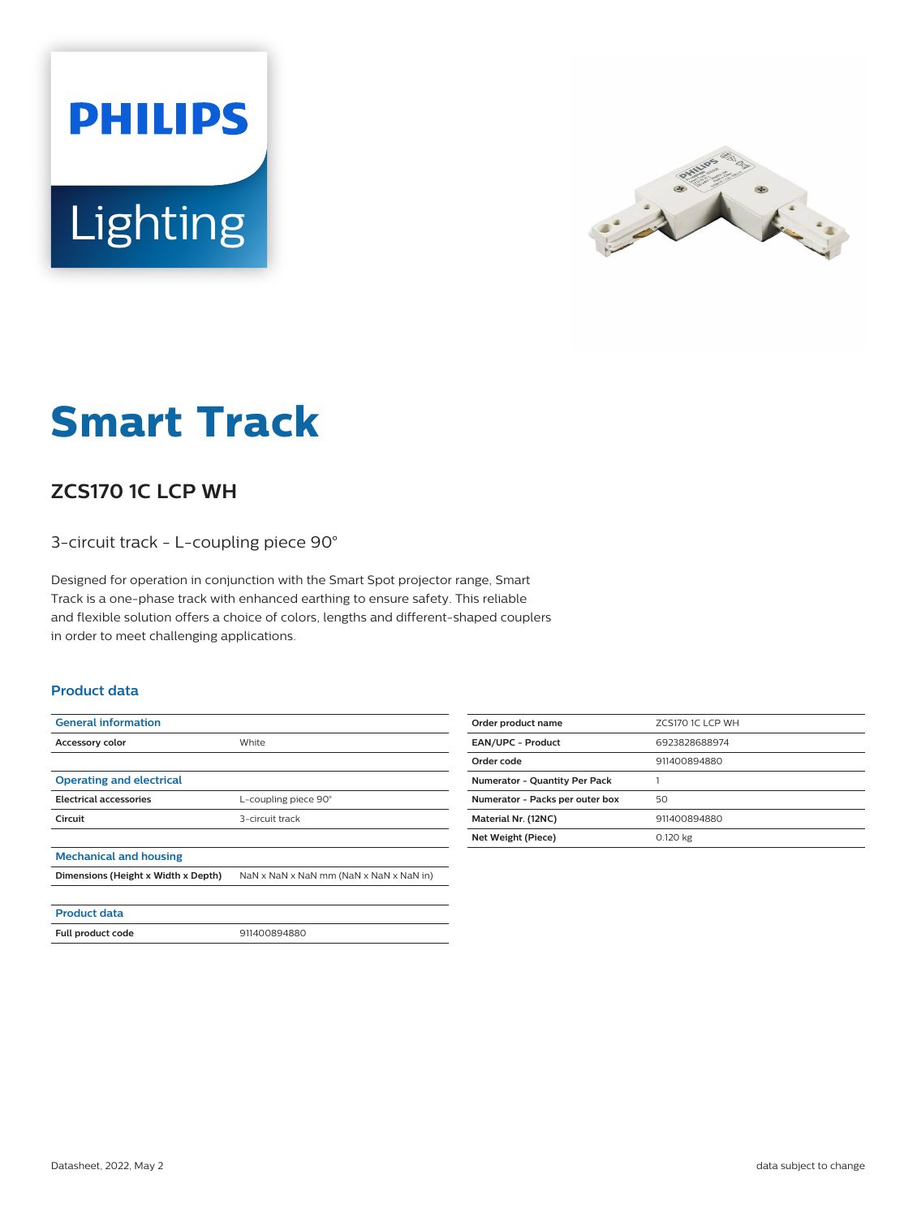PHILIPS

Lighting

# Smart Track

## ZCS170 1C LCP WH

3-circuit track - L-coupling piece 90°

Designed for operation in conjunction with the Smart Spot projector range, Smart Track is a one-phase track with enhanced earthing to ensure safety. This reliable and flexible solution offers a choice of colors, lengths and different-shaped couplers in order to meet challenging applications.

### Product data

| General information | |
|---|---|
| Accessory color | White |

| Operating and electrical | |
|---|---|
| Electrical accessories | L-coupling piece 90° |
| Circuit | 3-circuit track |

| Mechanical and housing | |
|---|---|
| Dimensions (Height x Width x Depth) | NaN x NaN x NaN mm (NaN x NaN x NaN in) |

| Product data | |
|---|---|
| Full product code | 911400894880 |

| | |
|---|---|
| Order product name | ZCS170 1C LCP WH |
| EAN/UPC - Product | 6923828688974 |
| Order code | 911400894880 |
| Numerator - Quantity Per Pack | 1 |
| Numerator - Packs per outer box | 50 |
| Material Nr. (12NC) | 911400894880 |
| Net Weight (Piece) | 0.120 kg |

Datasheet, 2022, May 2

data subject to change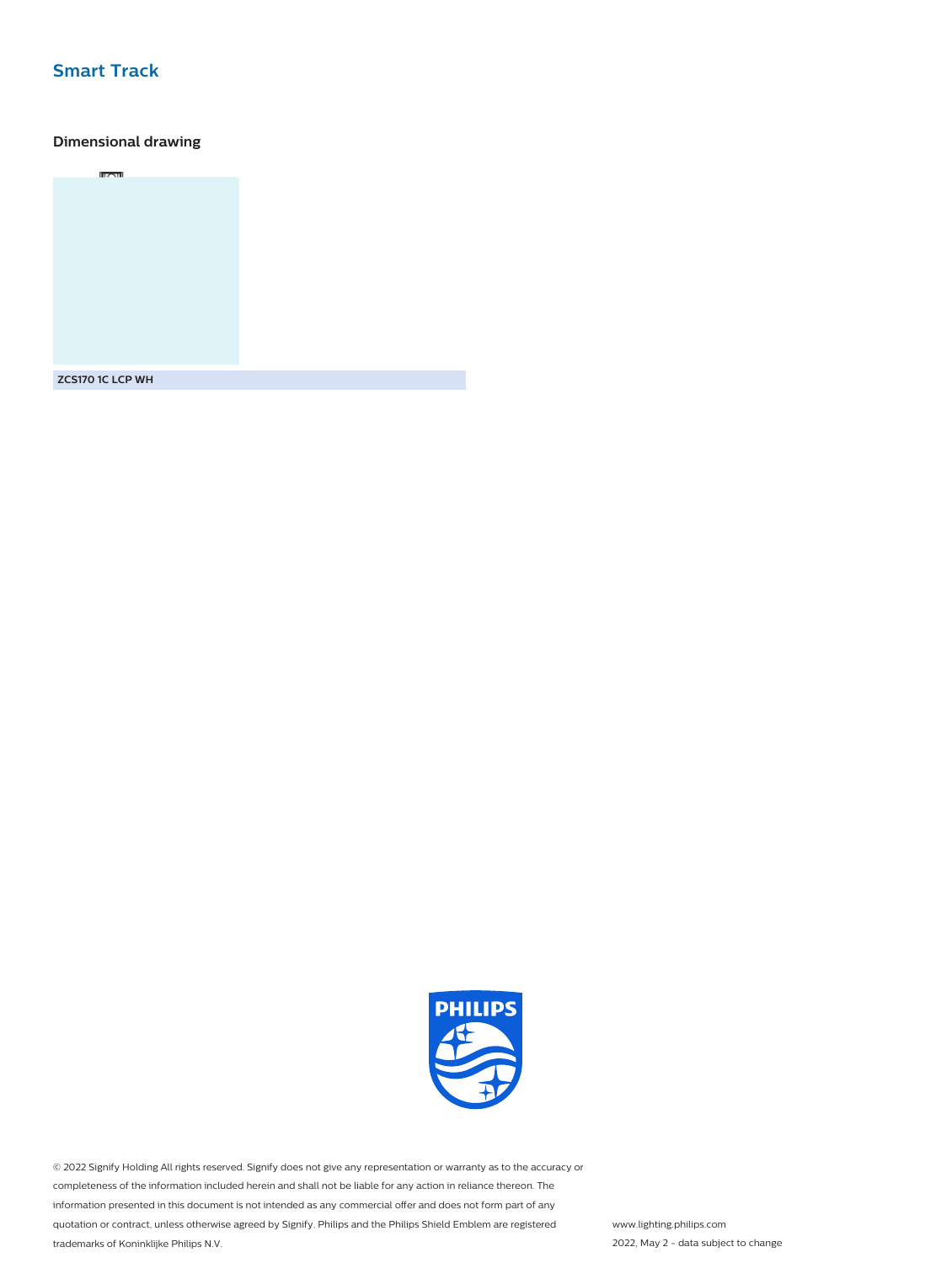## Smart Track

### Dimensional drawing

**ZCS170 1C LCP WH**

© 2022 Signify Holding All rights reserved. Signify does not give any representation or warranty as to the accuracy or completeness of the information included herein and shall not be liable for any action in reliance thereon. The information presented in this document is not intended as any commercial offer and does not form part of any quotation or contract, unless otherwise agreed by Signify. Philips and the Philips Shield Emblem are registered trademarks of Koninklijke Philips N.V.

www.lighting.philips.com

2022, May 2 - data subject to change